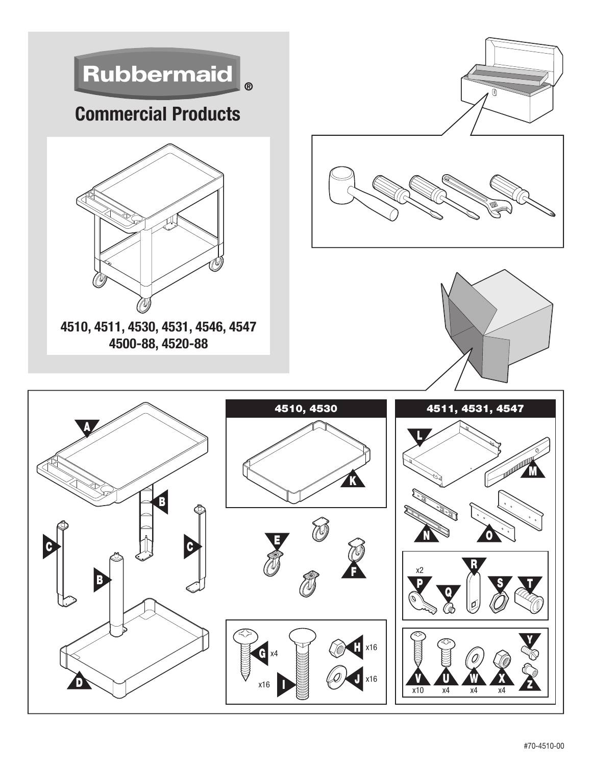# Rubbermaid®

## Commercial Products

**4510, 4511, 4530, 4531, 4546, 4547**
**4500-88, 4520-88**

A

B

C

C

B

D

**4510, 4530**

K

E

F

G x4

I x16

H x16

J x16

**4511, 4531, 4547**

L

M

N

O

P x2

Q

R

S

T

V x10

U x4

W x4

X x4

Y

Z

#70-4510-00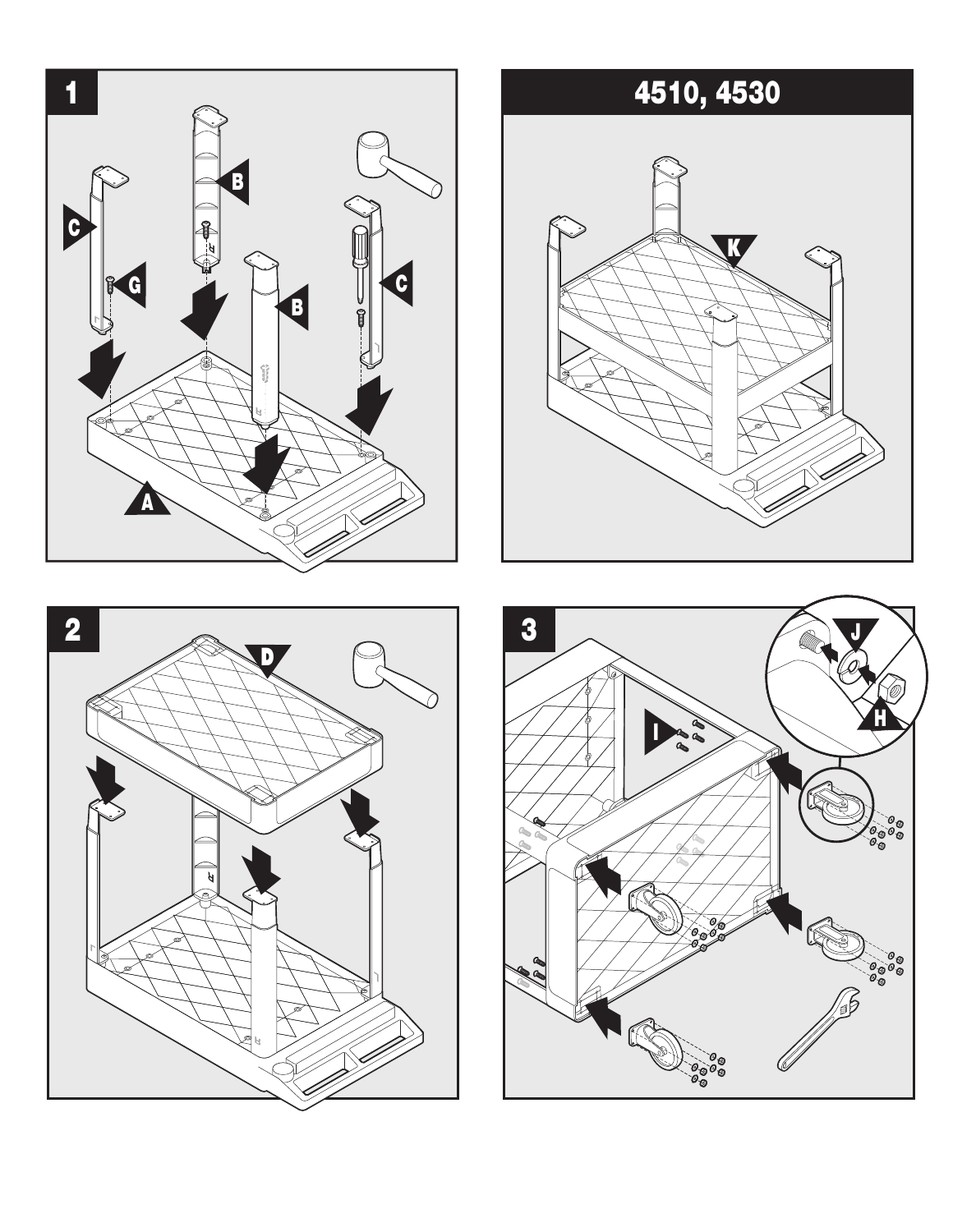## 1

A B C G B C

## 4510, 4530

K

## 2

D

## 3

I J H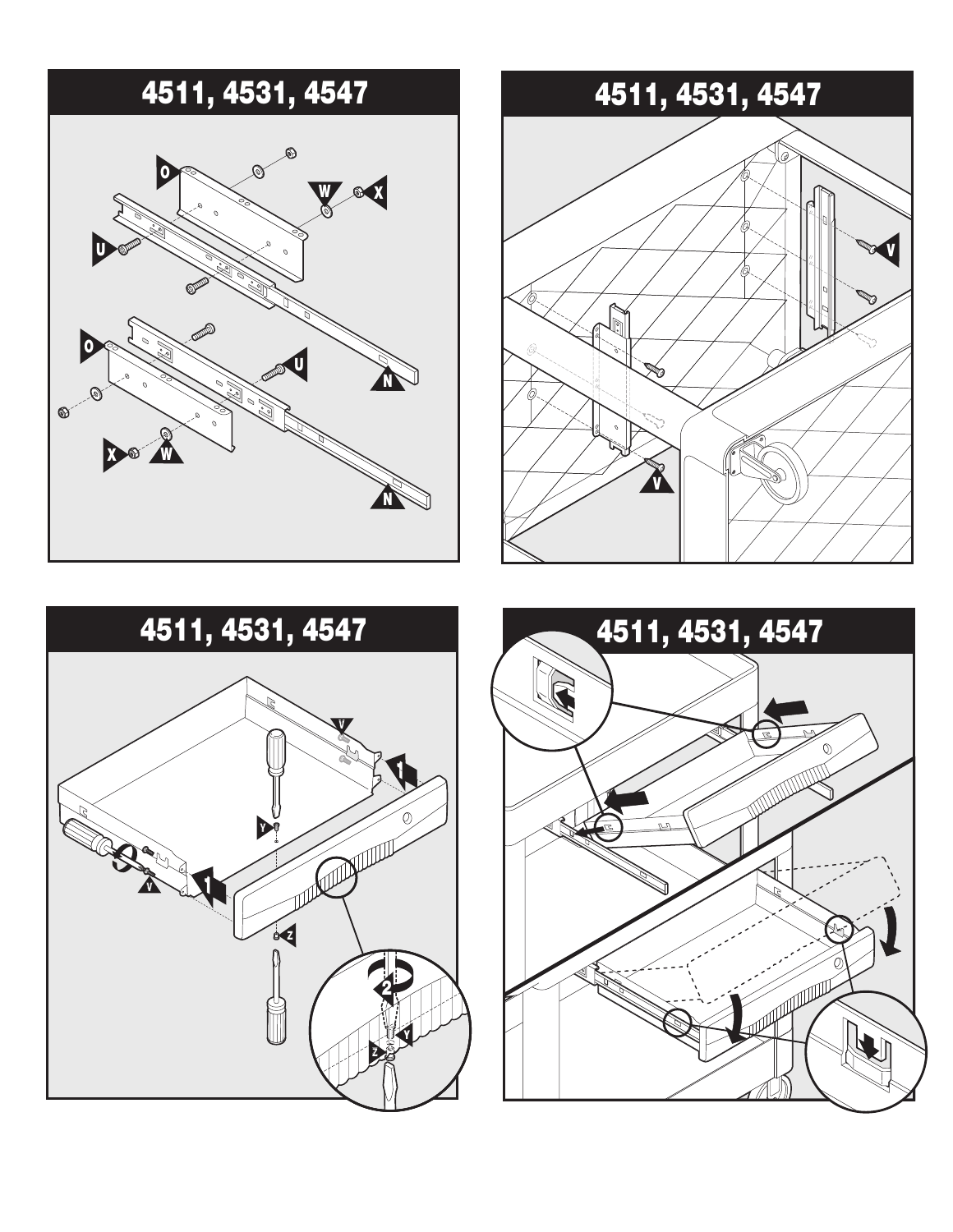## 4511, 4531, 4547

## 4511, 4531, 4547

## 4511, 4531, 4547

## 4511, 4531, 4547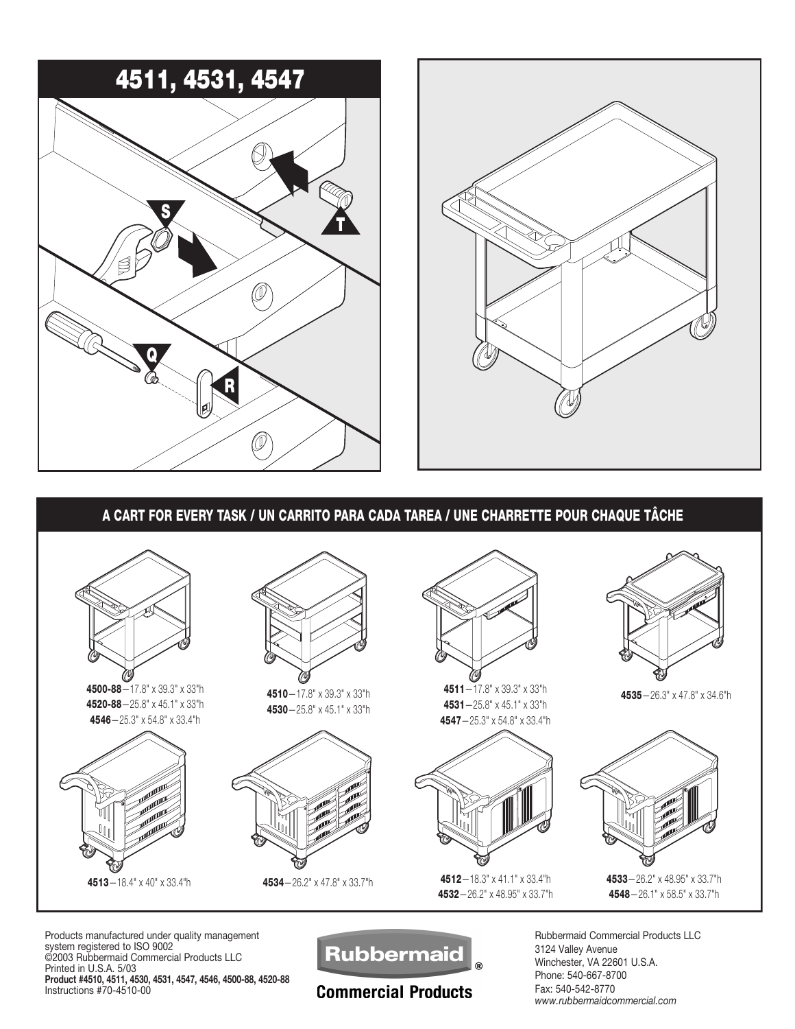## 4511, 4531, 4547

S

T

Q

R

## A CART FOR EVERY TASK / UN CARRITO PARA CADA TAREA / UNE CHARRETTE POUR CHAQUE TÂCHE

**4500-88**—17.8" x 39.3" x 33"h
**4520-88**—25.8" x 45.1" x 33"h
**4546**—25.3" x 54.8" x 33.4"h

**4510**—17.8" x 39.3" x 33"h
**4530**—25.8" x 45.1" x 33"h

**4511**—17.8" x 39.3" x 33"h
**4531**—25.8" x 45.1" x 33"h
**4547**—25.3" x 54.8" x 33.4"h

**4535**—26.3" x 47.8" x 34.6"h

**4513**—18.4" x 40" x 33.4"h

**4534**—26.2" x 47.8" x 33.7"h

**4512**—18.3" x 41.1" x 33.4"h
**4532**—26.2" x 48.95" x 33.7"h

**4533**—26.2" x 48.95" x 33.7"h
**4548**—26.1" x 58.5" x 33.7"h

Products manufactured under quality management system registered to ISO 9002
©2003 Rubbermaid Commercial Products LLC
Printed in U.S.A. 5/03
**Product #4510, 4511, 4530, 4531, 4547, 4546, 4500-88, 4520-88**
Instructions #70-4510-00

**Rubbermaid®**
**Commercial Products**

Rubbermaid Commercial Products LLC
3124 Valley Avenue
Winchester, VA 22601 U.S.A.
Phone: 540-667-8700
Fax: 540-542-8770
*www.rubbermaidcommercial.com*